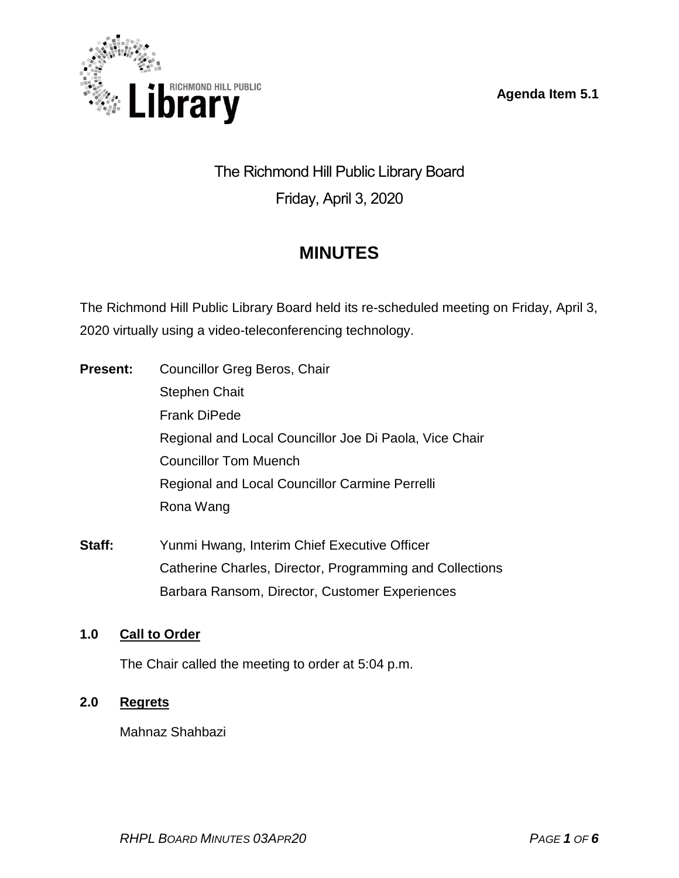Agenda Item 5.1

# The Richmond Hill Public Library Board

Friday, April 3, 2020

## MINUTES

The Richmond Hill Public Library Board held its re-scheduled meeting on Friday, April 3, 2020 virtually using a video-teleconferencing technology.

**Present:**
- Councillor Greg Beros, Chair
- Stephen Chait
- Frank DiPede
- Regional and Local Councillor Joe Di Paola, Vice Chair
- Councillor Tom Muench
- Regional and Local Councillor Carmine Perrelli
- Rona Wang

**Staff:**
- Yunmi Hwang, Interim Chief Executive Officer
- Catherine Charles, Director, Programming and Collections
- Barbara Ransom, Director, Customer Experiences

### 1.0 Call to Order

The Chair called the meeting to order at 5:04 p.m.

### 2.0 Regrets

Mahnaz Shahbazi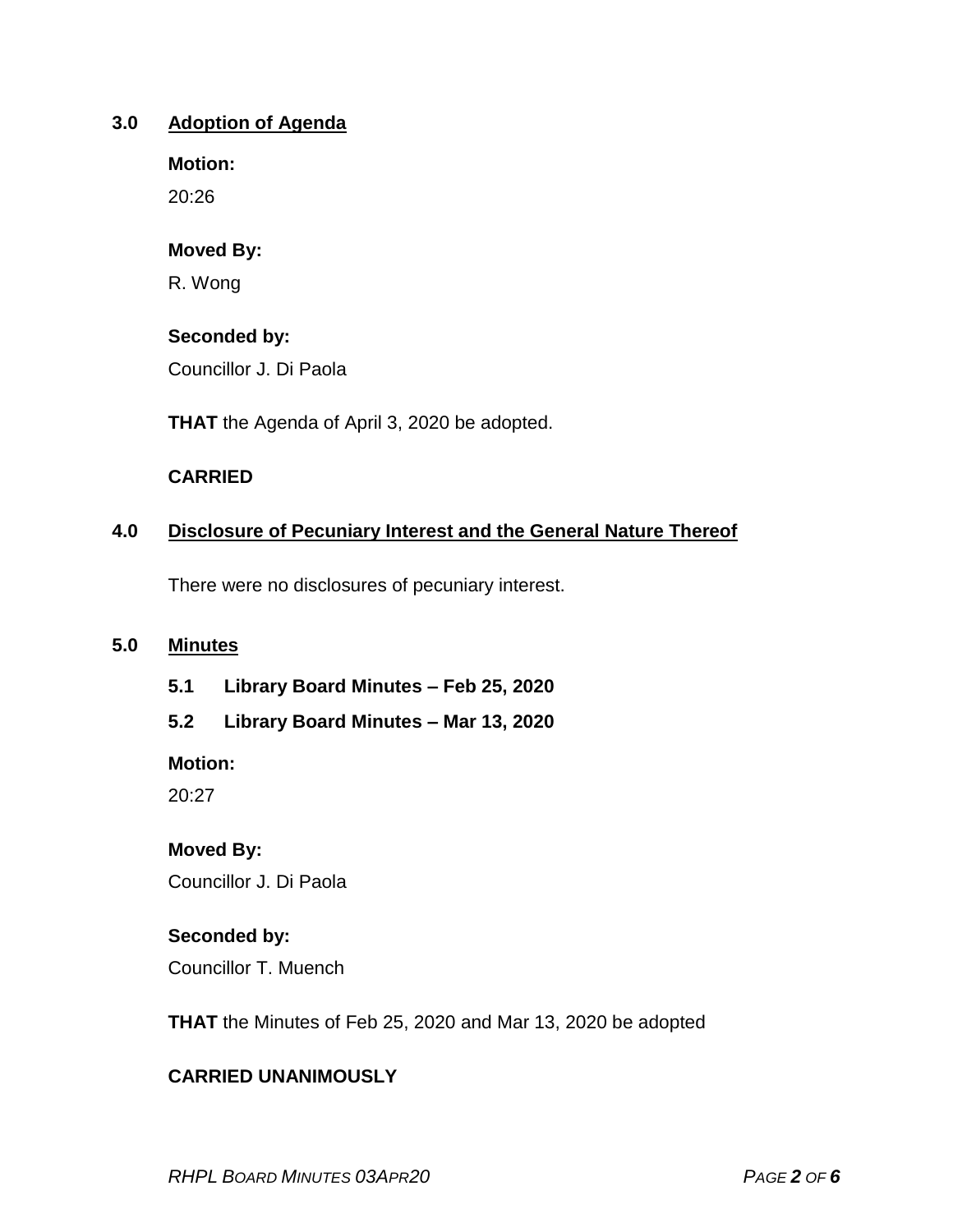## 3.0 Adoption of Agenda

**Motion:**

20:26

**Moved By:**

R. Wong

**Seconded by:**

Councillor J. Di Paola

**THAT** the Agenda of April 3, 2020 be adopted.

**CARRIED**

## 4.0 Disclosure of Pecuniary Interest and the General Nature Thereof

There were no disclosures of pecuniary interest.

## 5.0 Minutes

### 5.1 Library Board Minutes – Feb 25, 2020

### 5.2 Library Board Minutes – Mar 13, 2020

**Motion:**

20:27

**Moved By:**

Councillor J. Di Paola

**Seconded by:**

Councillor T. Muench

**THAT** the Minutes of Feb 25, 2020 and Mar 13, 2020 be adopted

**CARRIED UNANIMOUSLY**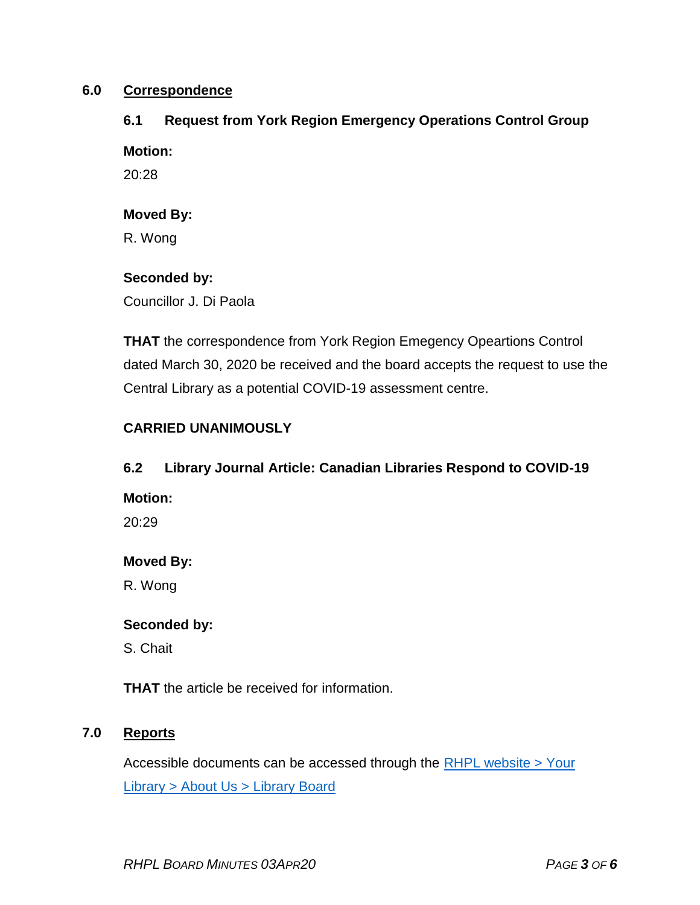## 6.0 Correspondence

### 6.1 Request from York Region Emergency Operations Control Group

**Motion:**

20:28

**Moved By:**

R. Wong

**Seconded by:**

Councillor J. Di Paola

**THAT** the correspondence from York Region Emegency Opeartions Control dated March 30, 2020 be received and the board accepts the request to use the Central Library as a potential COVID-19 assessment centre.

**CARRIED UNANIMOUSLY**

### 6.2 Library Journal Article: Canadian Libraries Respond to COVID-19

**Motion:**

20:29

**Moved By:**

R. Wong

**Seconded by:**

S. Chait

**THAT** the article be received for information.

## 7.0 Reports

Accessible documents can be accessed through the [RHPL website > Your Library > About Us > Library Board]()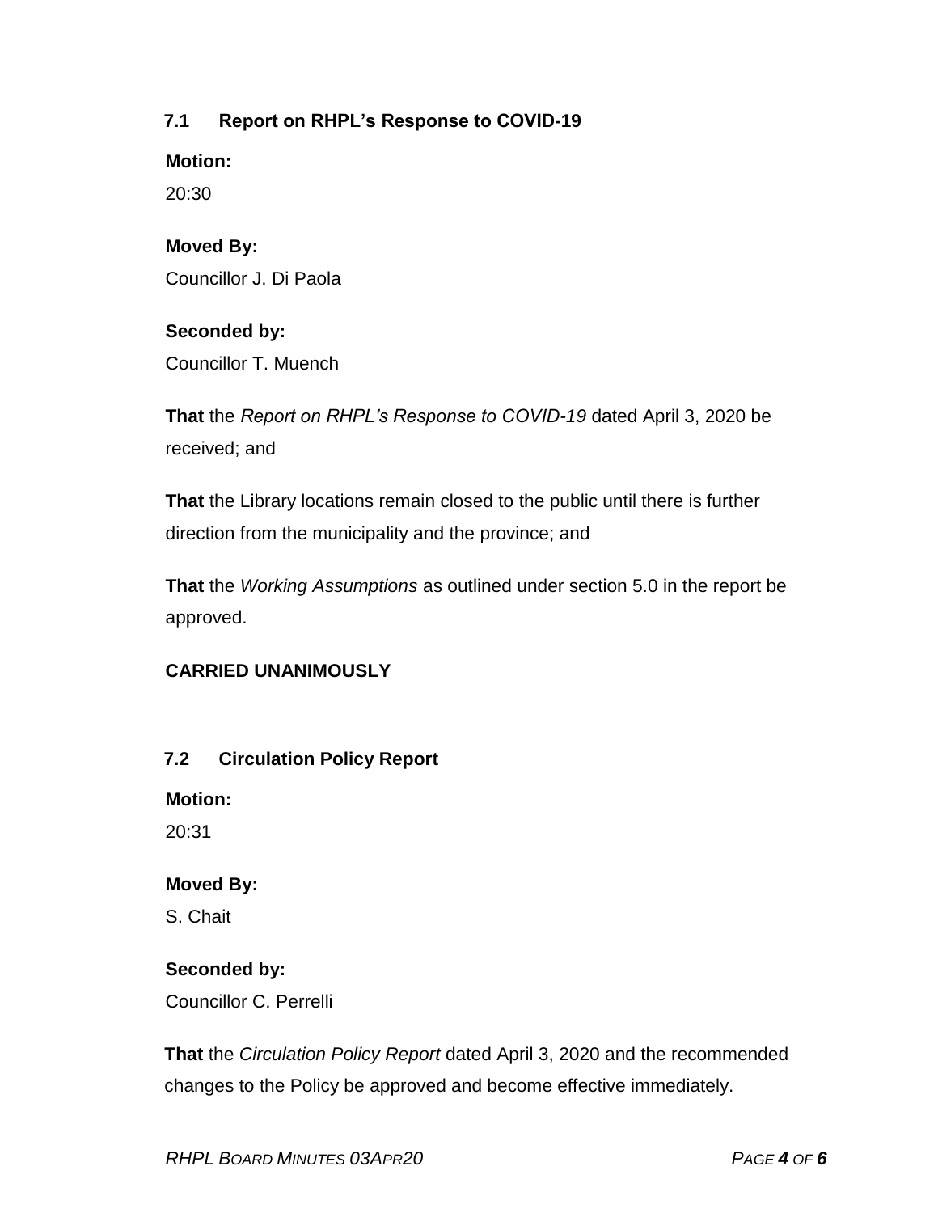### 7.1 Report on RHPL's Response to COVID-19

**Motion:**
20:30

**Moved By:**
Councillor J. Di Paola

**Seconded by:**
Councillor T. Muench

**That** the *Report on RHPL's Response to COVID-19* dated April 3, 2020 be received; and

**That** the Library locations remain closed to the public until there is further direction from the municipality and the province; and

**That** the *Working Assumptions* as outlined under section 5.0 in the report be approved.

**CARRIED UNANIMOUSLY**

### 7.2 Circulation Policy Report

**Motion:**
20:31

**Moved By:**
S. Chait

**Seconded by:**
Councillor C. Perrelli

**That** the *Circulation Policy Report* dated April 3, 2020 and the recommended changes to the Policy be approved and become effective immediately.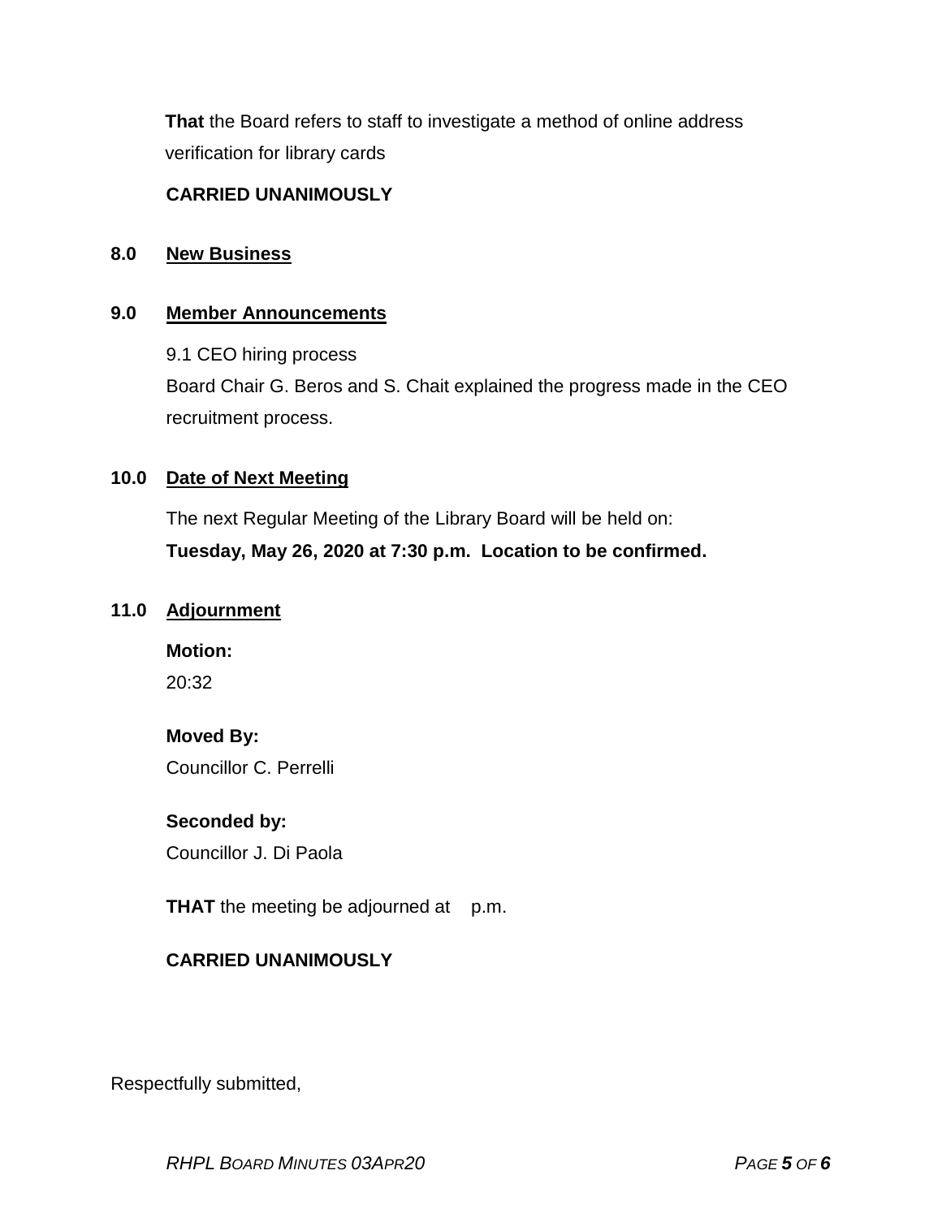**That** the Board refers to staff to investigate a method of online address verification for library cards

**CARRIED UNANIMOUSLY**

## 8.0 New Business

## 9.0 Member Announcements

9.1 CEO hiring process

Board Chair G. Beros and S. Chait explained the progress made in the CEO recruitment process.

## 10.0 Date of Next Meeting

The next Regular Meeting of the Library Board will be held on:

**Tuesday, May 26, 2020 at 7:30 p.m. Location to be confirmed.**

## 11.0 Adjournment

**Motion:**

20:32

**Moved By:**

Councillor C. Perrelli

**Seconded by:**

Councillor J. Di Paola

**THAT** the meeting be adjourned at p.m.

**CARRIED UNANIMOUSLY**

Respectfully submitted,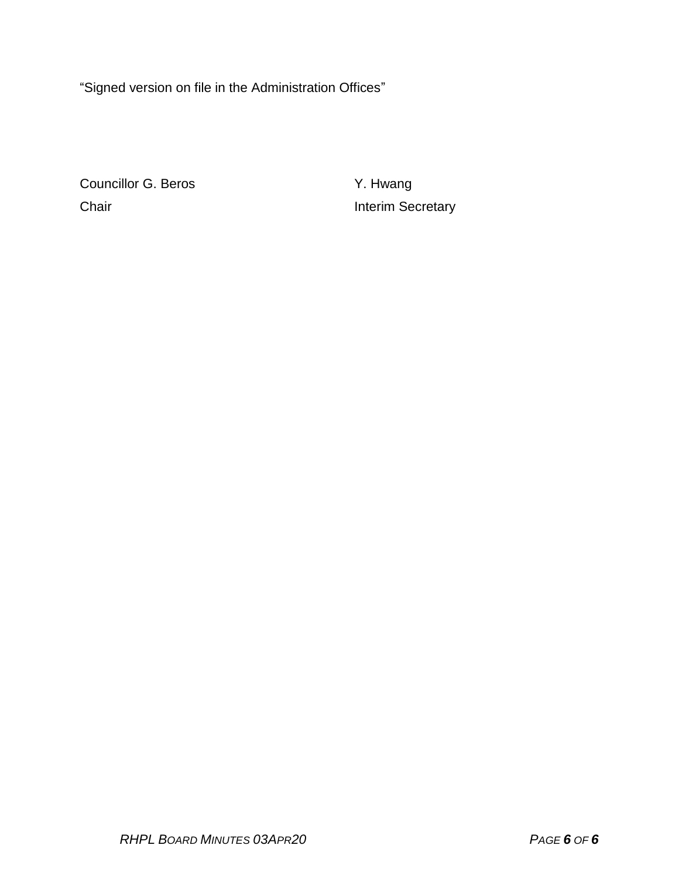"Signed version on file in the Administration Offices"

| | |
|---|---|
| Councillor G. Beros | Y. Hwang |
| Chair | Interim Secretary |